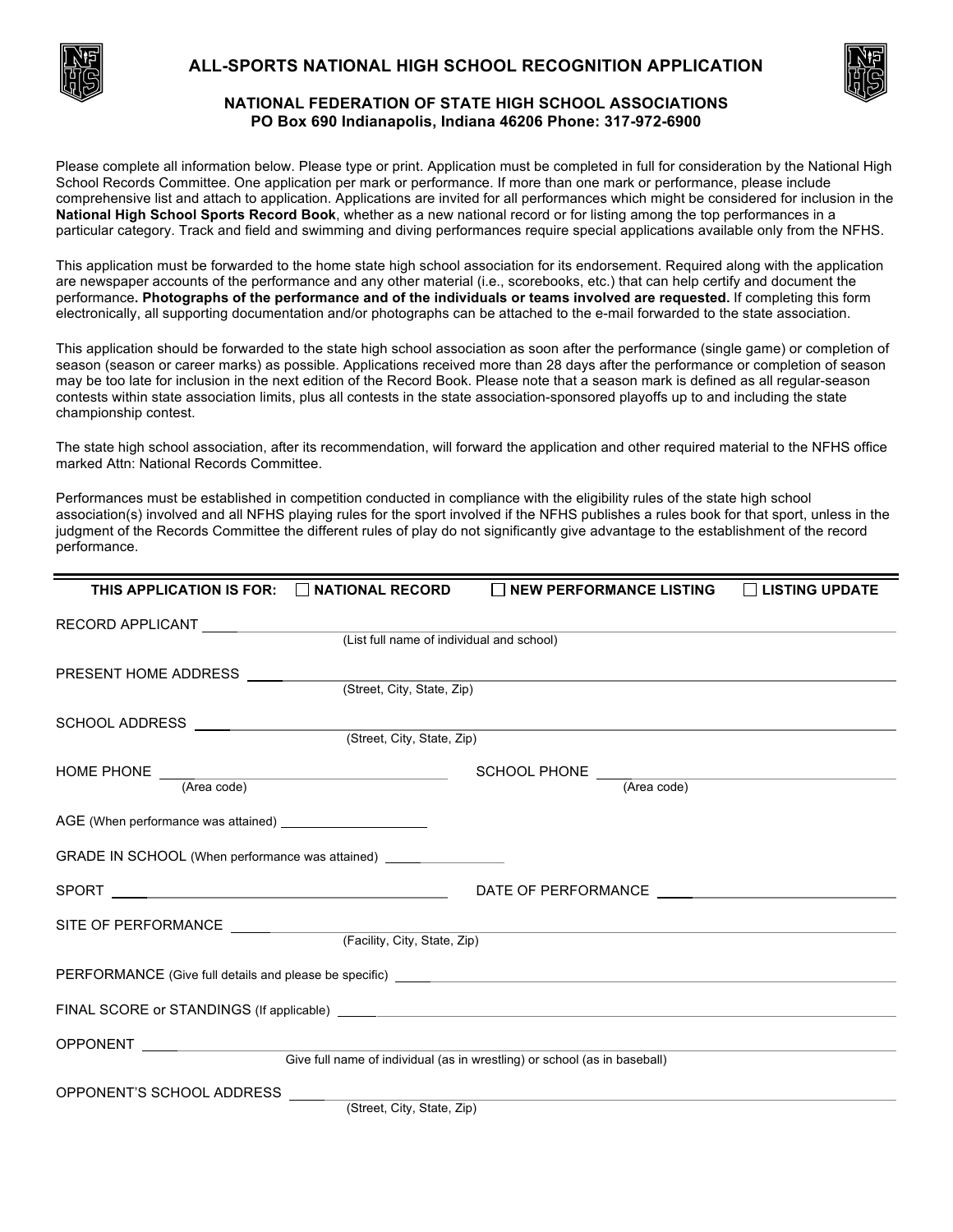# ALL-SPORTS NATIONAL HIGH SCHOOL RECOGNITION APPLICATION

**NATIONAL FEDERATION OF STATE HIGH SCHOOL ASSOCIATIONS**
**PO Box 690 Indianapolis, Indiana 46206 Phone: 317-972-6900**

Please complete all information below. Please type or print. Application must be completed in full for consideration by the National High School Records Committee. One application per mark or performance. If more than one mark or performance, please include comprehensive list and attach to application. Applications are invited for all performances which might be considered for inclusion in the **National High School Sports Record Book**, whether as a new national record or for listing among the top performances in a particular category. Track and field and swimming and diving performances require special applications available only from the NFHS.

This application must be forwarded to the home state high school association for its endorsement. Required along with the application are newspaper accounts of the performance and any other material (i.e., scorebooks, etc.) that can help certify and document the performance**. Photographs of the performance and of the individuals or teams involved are requested.** If completing this form electronically, all supporting documentation and/or photographs can be attached to the e-mail forwarded to the state association.

This application should be forwarded to the state high school association as soon after the performance (single game) or completion of season (season or career marks) as possible. Applications received more than 28 days after the performance or completion of season may be too late for inclusion in the next edition of the Record Book. Please note that a season mark is defined as all regular-season contests within state association limits, plus all contests in the state association-sponsored playoffs up to and including the state championship contest.

The state high school association, after its recommendation, will forward the application and other required material to the NFHS office marked Attn: National Records Committee.

Performances must be established in competition conducted in compliance with the eligibility rules of the state high school association(s) involved and all NFHS playing rules for the sport involved if the NFHS publishes a rules book for that sport, unless in the judgment of the Records Committee the different rules of play do not significantly give advantage to the establishment of the record performance.

---

**THIS APPLICATION IS FOR:** ☐ **NATIONAL RECORD** ☐ **NEW PERFORMANCE LISTING** ☐ **LISTING UPDATE**

RECORD APPLICANT ______________________________
(List full name of individual and school)

PRESENT HOME ADDRESS ______________________________
(Street, City, State, Zip)

SCHOOL ADDRESS ______________________________
(Street, City, State, Zip)

HOME PHONE ______________________________ SCHOOL PHONE ______________________________
(Area code) (Area code)

AGE (When performance was attained) ______________________________

GRADE IN SCHOOL (When performance was attained) ______________________________

SPORT ______________________________ DATE OF PERFORMANCE ______________________________

SITE OF PERFORMANCE ______________________________
(Facility, City, State, Zip)

PERFORMANCE (Give full details and please be specific) ______________________________

FINAL SCORE or STANDINGS (If applicable) ______________________________

OPPONENT ______________________________
Give full name of individual (as in wrestling) or school (as in baseball)

OPPONENT'S SCHOOL ADDRESS ______________________________
(Street, City, State, Zip)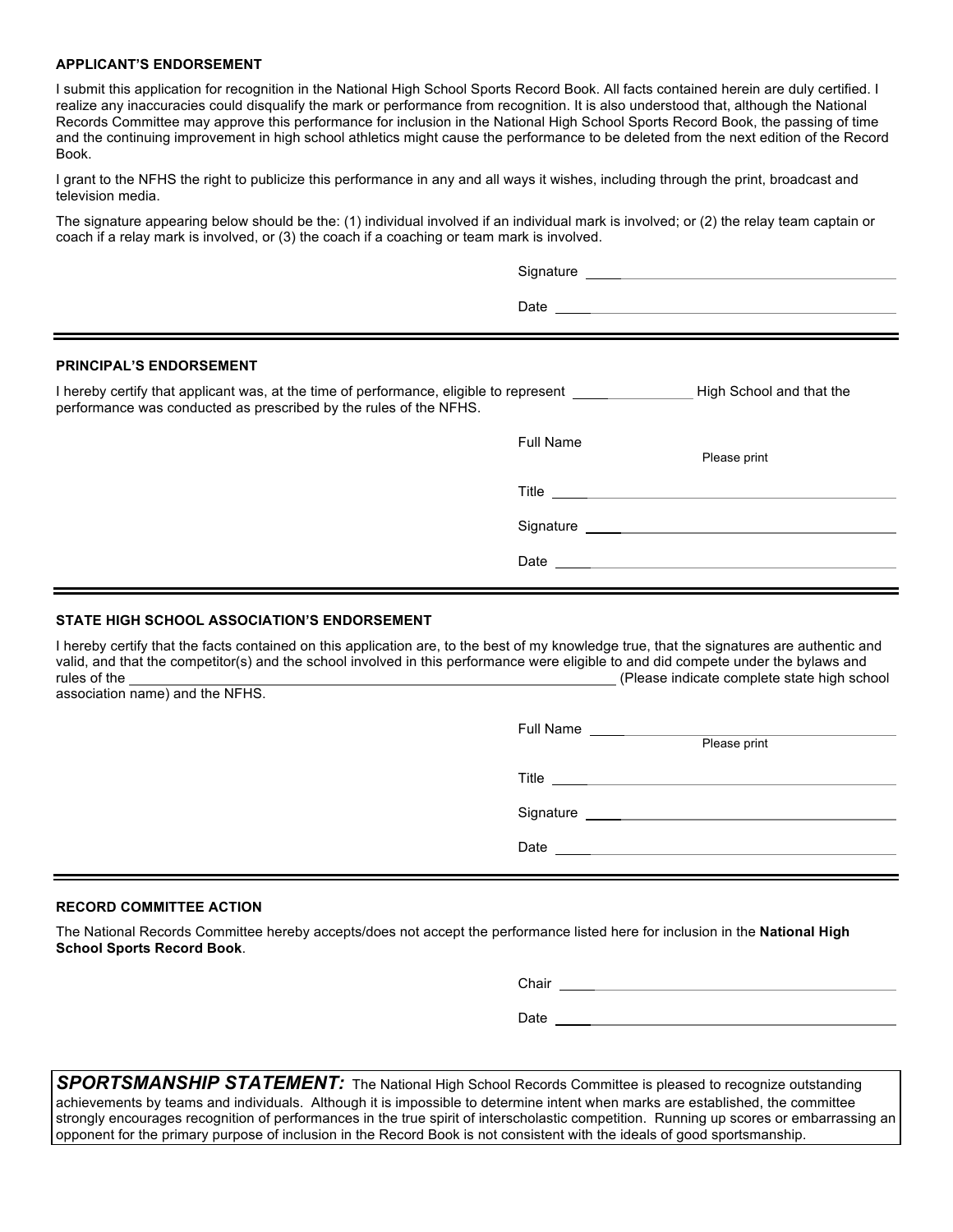### APPLICANT'S ENDORSEMENT

I submit this application for recognition in the National High School Sports Record Book. All facts contained herein are duly certified. I realize any inaccuracies could disqualify the mark or performance from recognition. It is also understood that, although the National Records Committee may approve this performance for inclusion in the National High School Sports Record Book, the passing of time and the continuing improvement in high school athletics might cause the performance to be deleted from the next edition of the Record Book.

I grant to the NFHS the right to publicize this performance in any and all ways it wishes, including through the print, broadcast and television media.

The signature appearing below should be the: (1) individual involved if an individual mark is involved; or (2) the relay team captain or coach if a relay mark is involved, or (3) the coach if a coaching or team mark is involved.

Signature ______________________________

Date ______________________________

---

### PRINCIPAL'S ENDORSEMENT

I hereby certify that applicant was, at the time of performance, eligible to represent ________________ High School and that the performance was conducted as prescribed by the rules of the NFHS.

Full Name ______________________________
Please print

Title ______________________________

Signature ______________________________

Date ______________________________

---

### STATE HIGH SCHOOL ASSOCIATION'S ENDORSEMENT

I hereby certify that the facts contained on this application are, to the best of my knowledge true, that the signatures are authentic and valid, and that the competitor(s) and the school involved in this performance were eligible to and did compete under the bylaws and rules of the ____________________________________________ (Please indicate complete state high school association name) and the NFHS.

Full Name ______________________________
Please print

Title ______________________________

Signature ______________________________

Date ______________________________

---

### RECORD COMMITTEE ACTION

The National Records Committee hereby accepts/does not accept the performance listed here for inclusion in the **National High School Sports Record Book**.

Chair ______________________________

Date ______________________________

***SPORTSMANSHIP STATEMENT:*** The National High School Records Committee is pleased to recognize outstanding achievements by teams and individuals. Although it is impossible to determine intent when marks are established, the committee strongly encourages recognition of performances in the true spirit of interscholastic competition. Running up scores or embarrassing an opponent for the primary purpose of inclusion in the Record Book is not consistent with the ideals of good sportsmanship.